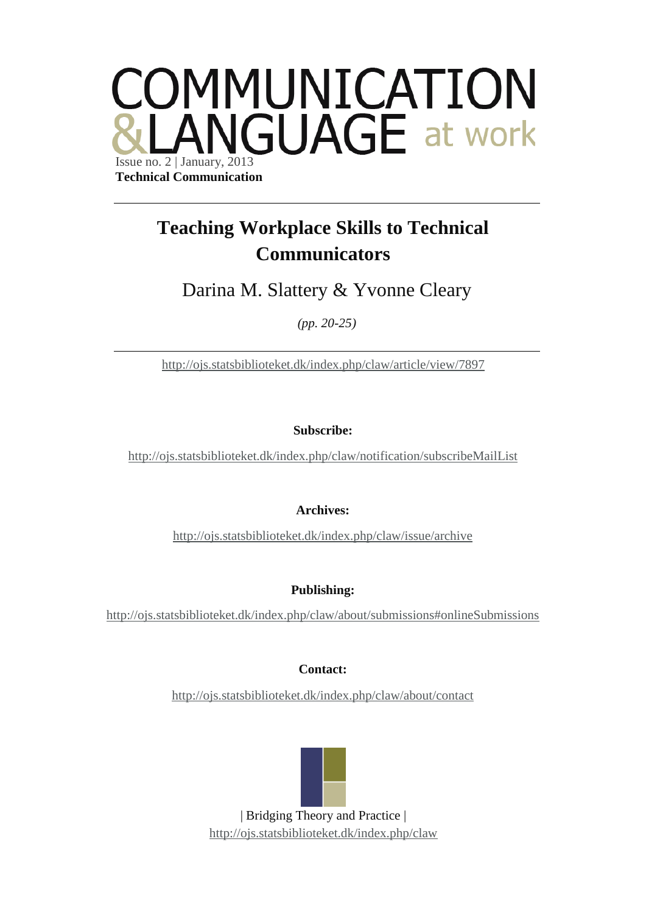# COMMUNICATION &LANGUAGE at work

Issue no. 2 | January, 2013

**Technical Communication**

---

## Teaching Workplace Skills to Technical Communicators

Darina M. Slattery & Yvonne Cleary

*(pp. 20-25)*

---

http://ojs.statsbiblioteket.dk/index.php/claw/article/view/7897

**Subscribe:**

http://ojs.statsbiblioteket.dk/index.php/claw/notification/subscribeMailList

**Archives:**

http://ojs.statsbiblioteket.dk/index.php/claw/issue/archive

**Publishing:**

http://ojs.statsbiblioteket.dk/index.php/claw/about/submissions#onlineSubmissions

**Contact:**

http://ojs.statsbiblioteket.dk/index.php/claw/about/contact

| Bridging Theory and Practice |

http://ojs.statsbiblioteket.dk/index.php/claw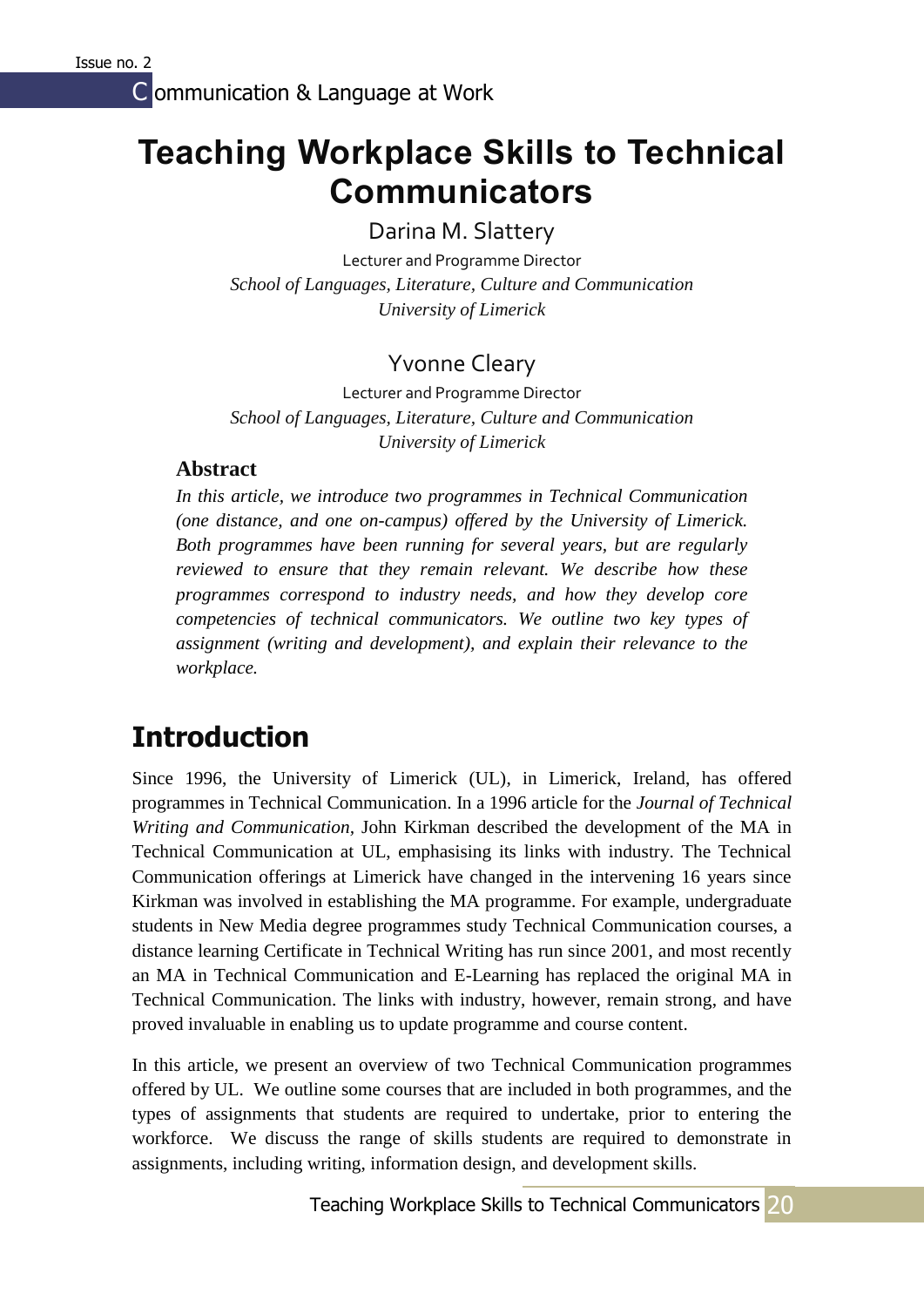# Teaching Workplace Skills to Technical Communicators

Darina M. Slattery

Lecturer and Programme Director

*School of Languages, Literature, Culture and Communication*

*University of Limerick*

Yvonne Cleary

Lecturer and Programme Director

*School of Languages, Literature, Culture and Communication*

*University of Limerick*

### Abstract

*In this article, we introduce two programmes in Technical Communication (one distance, and one on-campus) offered by the University of Limerick. Both programmes have been running for several years, but are regularly reviewed to ensure that they remain relevant. We describe how these programmes correspond to industry needs, and how they develop core competencies of technical communicators. We outline two key types of assignment (writing and development), and explain their relevance to the workplace.*

## Introduction

Since 1996, the University of Limerick (UL), in Limerick, Ireland, has offered programmes in Technical Communication. In a 1996 article for the *Journal of Technical Writing and Communication*, John Kirkman described the development of the MA in Technical Communication at UL, emphasising its links with industry. The Technical Communication offerings at Limerick have changed in the intervening 16 years since Kirkman was involved in establishing the MA programme. For example, undergraduate students in New Media degree programmes study Technical Communication courses, a distance learning Certificate in Technical Writing has run since 2001, and most recently an MA in Technical Communication and E-Learning has replaced the original MA in Technical Communication. The links with industry, however, remain strong, and have proved invaluable in enabling us to update programme and course content.

In this article, we present an overview of two Technical Communication programmes offered by UL. We outline some courses that are included in both programmes, and the types of assignments that students are required to undertake, prior to entering the workforce. We discuss the range of skills students are required to demonstrate in assignments, including writing, information design, and development skills.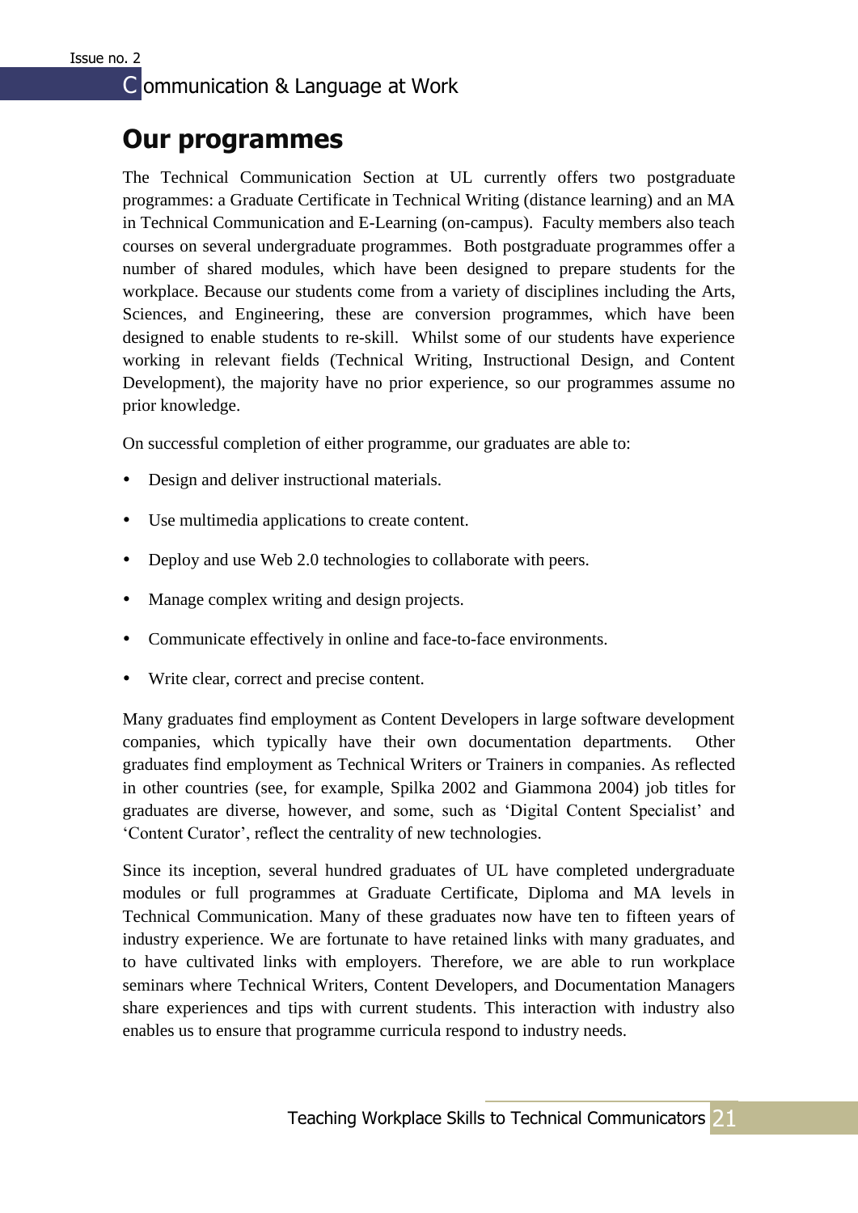## Our programmes

The Technical Communication Section at UL currently offers two postgraduate programmes: a Graduate Certificate in Technical Writing (distance learning) and an MA in Technical Communication and E-Learning (on-campus). Faculty members also teach courses on several undergraduate programmes. Both postgraduate programmes offer a number of shared modules, which have been designed to prepare students for the workplace. Because our students come from a variety of disciplines including the Arts, Sciences, and Engineering, these are conversion programmes, which have been designed to enable students to re-skill. Whilst some of our students have experience working in relevant fields (Technical Writing, Instructional Design, and Content Development), the majority have no prior experience, so our programmes assume no prior knowledge.

On successful completion of either programme, our graduates are able to:

- Design and deliver instructional materials.
- Use multimedia applications to create content.
- Deploy and use Web 2.0 technologies to collaborate with peers.
- Manage complex writing and design projects.
- Communicate effectively in online and face-to-face environments.
- Write clear, correct and precise content.

Many graduates find employment as Content Developers in large software development companies, which typically have their own documentation departments. Other graduates find employment as Technical Writers or Trainers in companies. As reflected in other countries (see, for example, Spilka 2002 and Giammona 2004) job titles for graduates are diverse, however, and some, such as 'Digital Content Specialist' and 'Content Curator', reflect the centrality of new technologies.

Since its inception, several hundred graduates of UL have completed undergraduate modules or full programmes at Graduate Certificate, Diploma and MA levels in Technical Communication. Many of these graduates now have ten to fifteen years of industry experience. We are fortunate to have retained links with many graduates, and to have cultivated links with employers. Therefore, we are able to run workplace seminars where Technical Writers, Content Developers, and Documentation Managers share experiences and tips with current students. This interaction with industry also enables us to ensure that programme curricula respond to industry needs.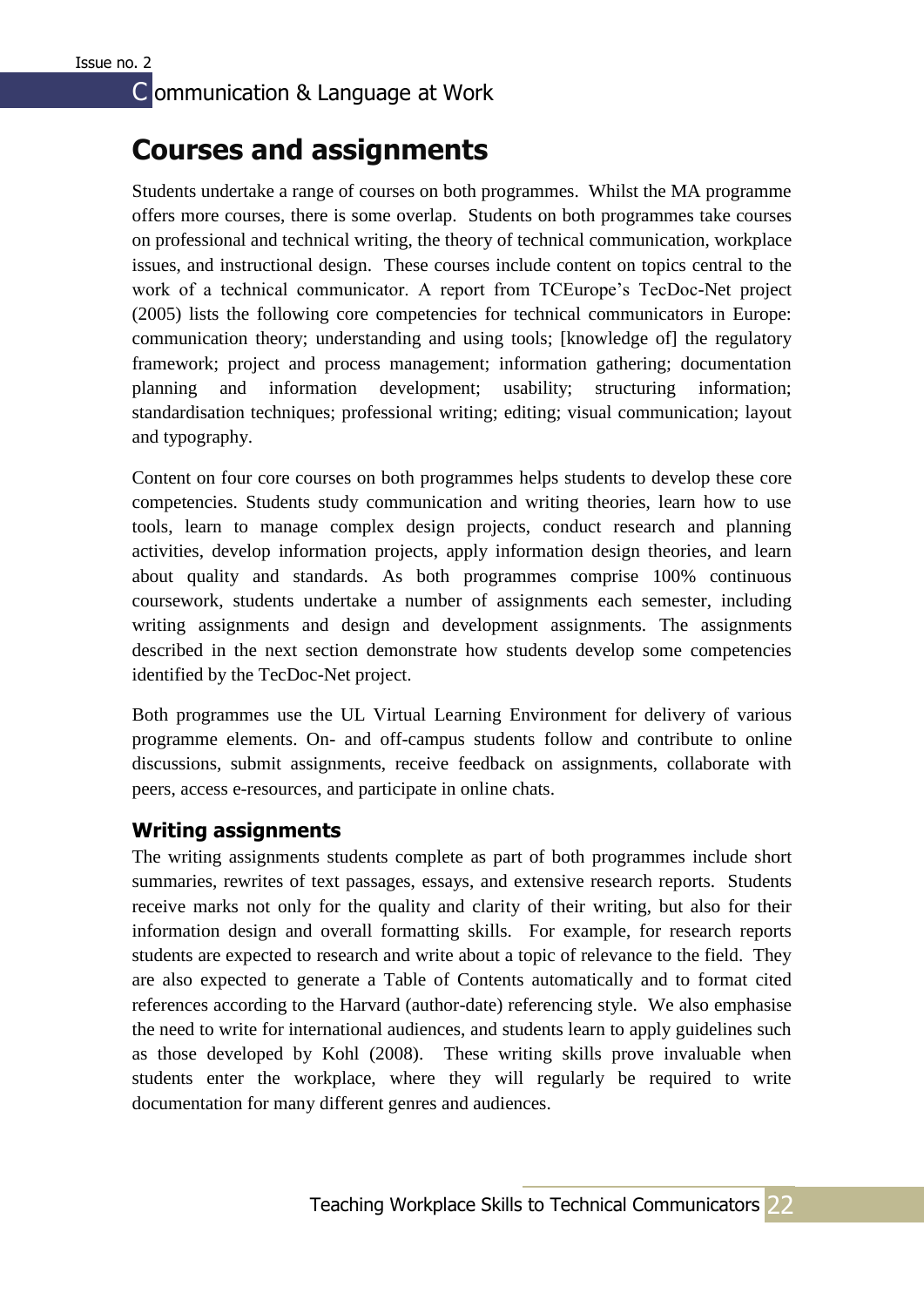# Courses and assignments

Students undertake a range of courses on both programmes. Whilst the MA programme offers more courses, there is some overlap. Students on both programmes take courses on professional and technical writing, the theory of technical communication, workplace issues, and instructional design. These courses include content on topics central to the work of a technical communicator. A report from TCEurope's TecDoc-Net project (2005) lists the following core competencies for technical communicators in Europe: communication theory; understanding and using tools; [knowledge of] the regulatory framework; project and process management; information gathering; documentation planning and information development; usability; structuring information; standardisation techniques; professional writing; editing; visual communication; layout and typography.

Content on four core courses on both programmes helps students to develop these core competencies. Students study communication and writing theories, learn how to use tools, learn to manage complex design projects, conduct research and planning activities, develop information projects, apply information design theories, and learn about quality and standards. As both programmes comprise 100% continuous coursework, students undertake a number of assignments each semester, including writing assignments and design and development assignments. The assignments described in the next section demonstrate how students develop some competencies identified by the TecDoc-Net project.

Both programmes use the UL Virtual Learning Environment for delivery of various programme elements. On- and off-campus students follow and contribute to online discussions, submit assignments, receive feedback on assignments, collaborate with peers, access e-resources, and participate in online chats.

## Writing assignments

The writing assignments students complete as part of both programmes include short summaries, rewrites of text passages, essays, and extensive research reports. Students receive marks not only for the quality and clarity of their writing, but also for their information design and overall formatting skills. For example, for research reports students are expected to research and write about a topic of relevance to the field. They are also expected to generate a Table of Contents automatically and to format cited references according to the Harvard (author-date) referencing style. We also emphasise the need to write for international audiences, and students learn to apply guidelines such as those developed by Kohl (2008). These writing skills prove invaluable when students enter the workplace, where they will regularly be required to write documentation for many different genres and audiences.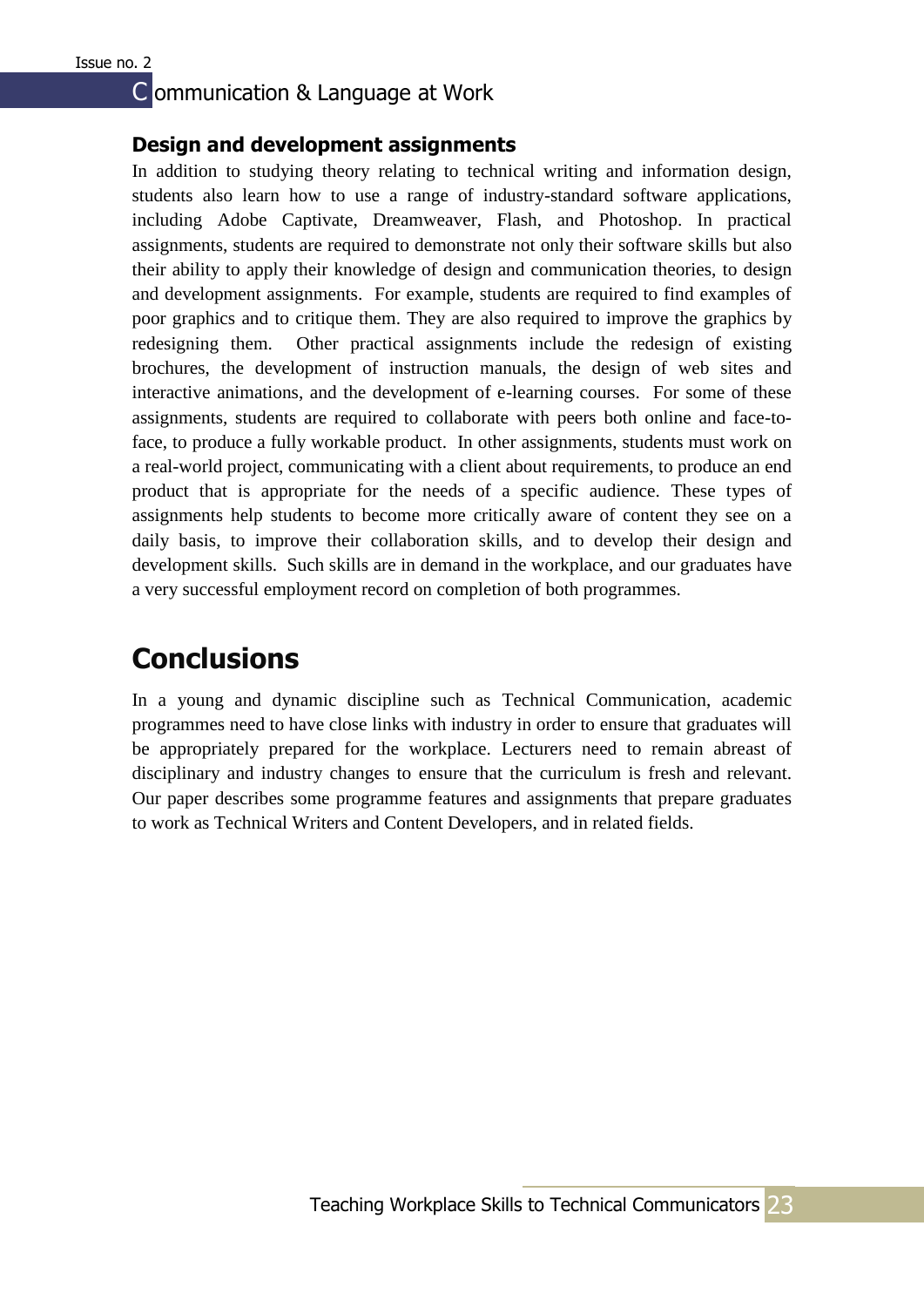### Design and development assignments

In addition to studying theory relating to technical writing and information design, students also learn how to use a range of industry-standard software applications, including Adobe Captivate, Dreamweaver, Flash, and Photoshop. In practical assignments, students are required to demonstrate not only their software skills but also their ability to apply their knowledge of design and communication theories, to design and development assignments. For example, students are required to find examples of poor graphics and to critique them. They are also required to improve the graphics by redesigning them. Other practical assignments include the redesign of existing brochures, the development of instruction manuals, the design of web sites and interactive animations, and the development of e-learning courses. For some of these assignments, students are required to collaborate with peers both online and face-to-face, to produce a fully workable product. In other assignments, students must work on a real-world project, communicating with a client about requirements, to produce an end product that is appropriate for the needs of a specific audience. These types of assignments help students to become more critically aware of content they see on a daily basis, to improve their collaboration skills, and to develop their design and development skills. Such skills are in demand in the workplace, and our graduates have a very successful employment record on completion of both programmes.

## Conclusions

In a young and dynamic discipline such as Technical Communication, academic programmes need to have close links with industry in order to ensure that graduates will be appropriately prepared for the workplace. Lecturers need to remain abreast of disciplinary and industry changes to ensure that the curriculum is fresh and relevant. Our paper describes some programme features and assignments that prepare graduates to work as Technical Writers and Content Developers, and in related fields.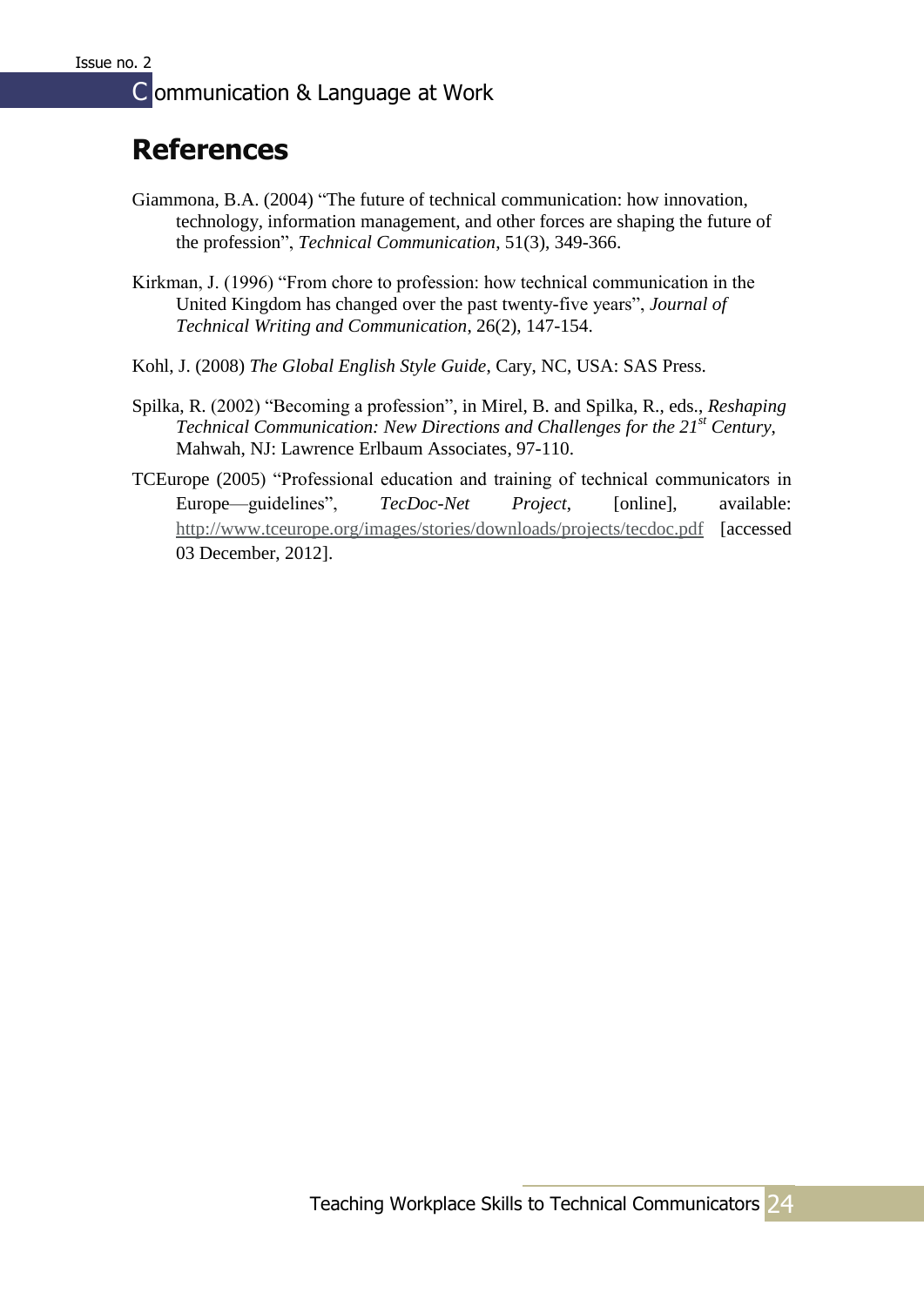## References

Giammona, B.A. (2004) "The future of technical communication: how innovation, technology, information management, and other forces are shaping the future of the profession", *Technical Communication*, 51(3), 349-366.

Kirkman, J. (1996) "From chore to profession: how technical communication in the United Kingdom has changed over the past twenty-five years", *Journal of Technical Writing and Communication*, 26(2), 147-154.

Kohl, J. (2008) *The Global English Style Guide*, Cary, NC, USA: SAS Press.

Spilka, R. (2002) "Becoming a profession", in Mirel, B. and Spilka, R., eds., *Reshaping Technical Communication: New Directions and Challenges for the 21st Century*, Mahwah, NJ: Lawrence Erlbaum Associates, 97-110.

TCEurope (2005) "Professional education and training of technical communicators in Europe—guidelines", *TecDoc-Net Project*, [online], available: http://www.tceurope.org/images/stories/downloads/projects/tecdoc.pdf [accessed 03 December, 2012].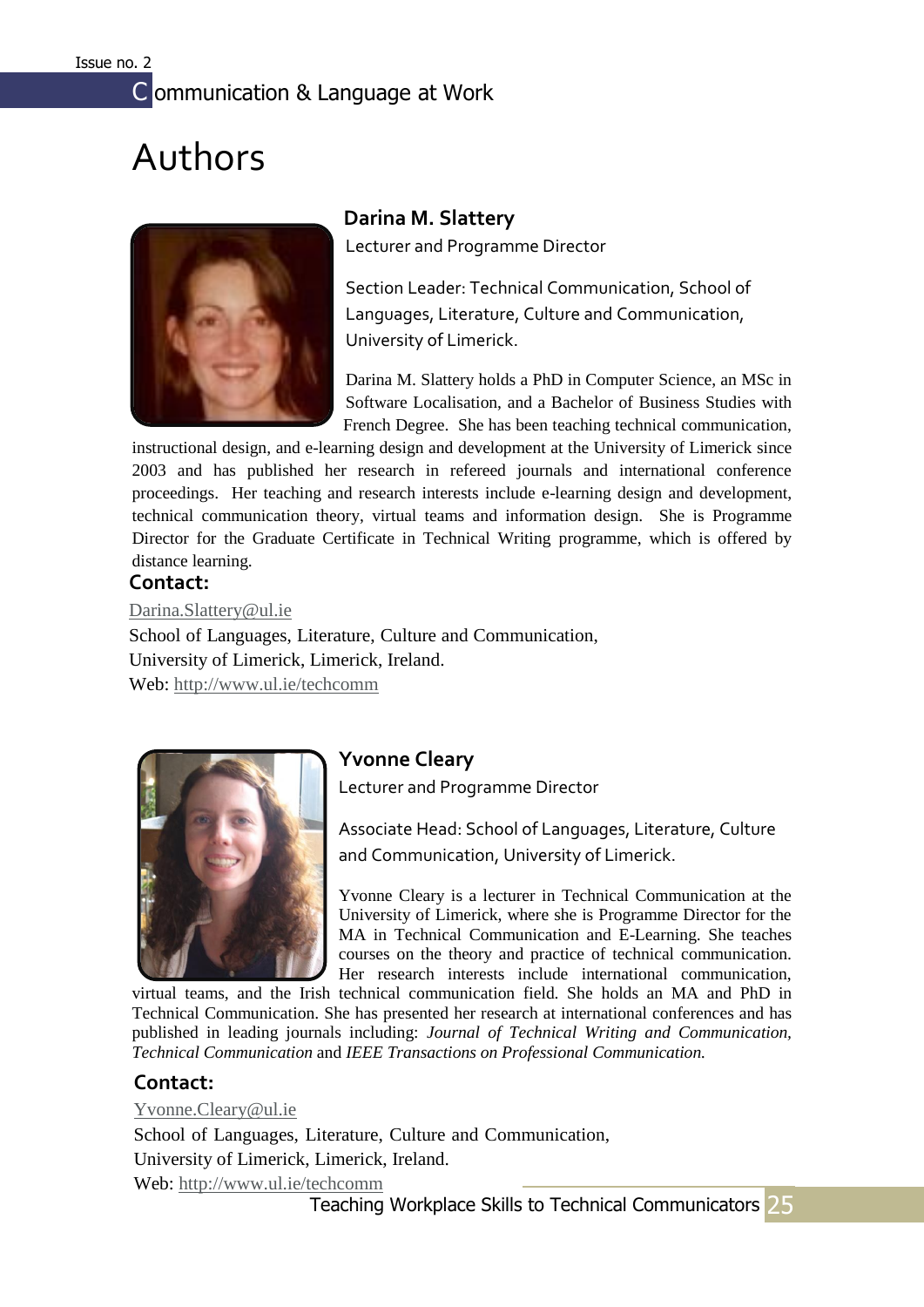# Authors

### Darina M. Slattery

Lecturer and Programme Director

Section Leader: Technical Communication, School of Languages, Literature, Culture and Communication, University of Limerick.

Darina M. Slattery holds a PhD in Computer Science, an MSc in Software Localisation, and a Bachelor of Business Studies with French Degree. She has been teaching technical communication, instructional design, and e-learning design and development at the University of Limerick since 2003 and has published her research in refereed journals and international conference proceedings. Her teaching and research interests include e-learning design and development, technical communication theory, virtual teams and information design. She is Programme Director for the Graduate Certificate in Technical Writing programme, which is offered by distance learning.

**Contact:**

Darina.Slattery@ul.ie
School of Languages, Literature, Culture and Communication,
University of Limerick, Limerick, Ireland.
Web: http://www.ul.ie/techcomm

### Yvonne Cleary

Lecturer and Programme Director

Associate Head: School of Languages, Literature, Culture and Communication, University of Limerick.

Yvonne Cleary is a lecturer in Technical Communication at the University of Limerick, where she is Programme Director for the MA in Technical Communication and E-Learning. She teaches courses on the theory and practice of technical communication. Her research interests include international communication, virtual teams, and the Irish technical communication field. She holds an MA and PhD in Technical Communication. She has presented her research at international conferences and has published in leading journals including: *Journal of Technical Writing and Communication*, *Technical Communication* and *IEEE Transactions on Professional Communication.*

**Contact:**

Yvonne.Cleary@ul.ie
School of Languages, Literature, Culture and Communication,
University of Limerick, Limerick, Ireland.
Web: http://www.ul.ie/techcomm